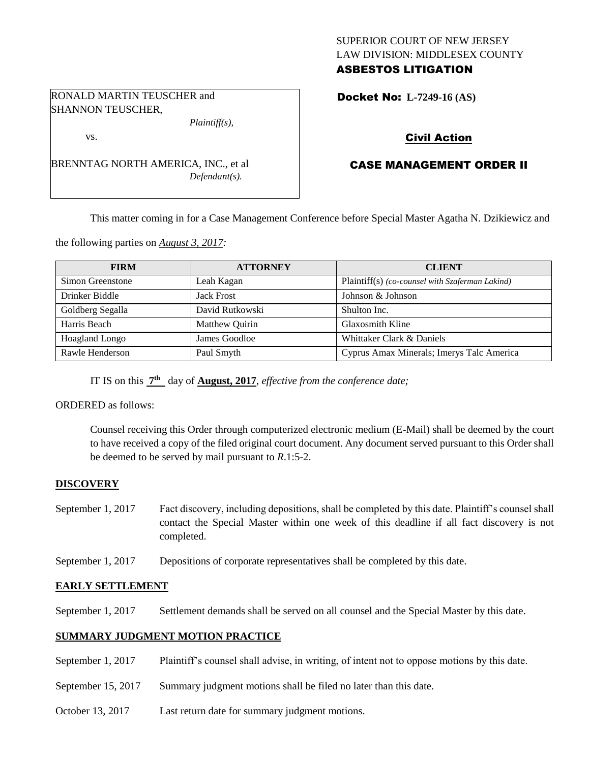SUPERIOR COURT OF NEW JERSEY
LAW DIVISION: MIDDLESEX COUNTY
**ASBESTOS LITIGATION**

RONALD MARTIN TEUSCHER and SHANNON TEUSCHER,
*Plaintiff(s),*

vs.

BRENNTAG NORTH AMERICA, INC., et al
*Defendant(s).*

**Docket No: L-7249-16 (AS)**

**Civil Action**

**CASE MANAGEMENT ORDER II**

This matter coming in for a Case Management Conference before Special Master Agatha N. Dzikiewicz and the following parties on *August 3, 2017:*

| FIRM | ATTORNEY | CLIENT |
| --- | --- | --- |
| Simon Greenstone | Leah Kagan | Plaintiff(s) *(co-counsel with Szaferman Lakind)* |
| Drinker Biddle | Jack Frost | Johnson & Johnson |
| Goldberg Segalla | David Rutkowski | Shulton Inc. |
| Harris Beach | Matthew Quirin | Glaxosmith Kline |
| Hoagland Longo | James Goodloe | Whittaker Clark & Daniels |
| Rawle Henderson | Paul Smyth | Cyprus Amax Minerals; Imerys Talc America |

IT IS on this **7th** day of **August, 2017**, *effective from the conference date;*

ORDERED as follows:

Counsel receiving this Order through computerized electronic medium (E-Mail) shall be deemed by the court to have received a copy of the filed original court document. Any document served pursuant to this Order shall be deemed to be served by mail pursuant to *R*.1:5-2.

**DISCOVERY**

September 1, 2017 — Fact discovery, including depositions, shall be completed by this date. Plaintiff's counsel shall contact the Special Master within one week of this deadline if all fact discovery is not completed.

September 1, 2017 — Depositions of corporate representatives shall be completed by this date.

**EARLY SETTLEMENT**

September 1, 2017 — Settlement demands shall be served on all counsel and the Special Master by this date.

**SUMMARY JUDGMENT MOTION PRACTICE**

September 1, 2017 — Plaintiff's counsel shall advise, in writing, of intent not to oppose motions by this date.

September 15, 2017 — Summary judgment motions shall be filed no later than this date.

October 13, 2017 — Last return date for summary judgment motions.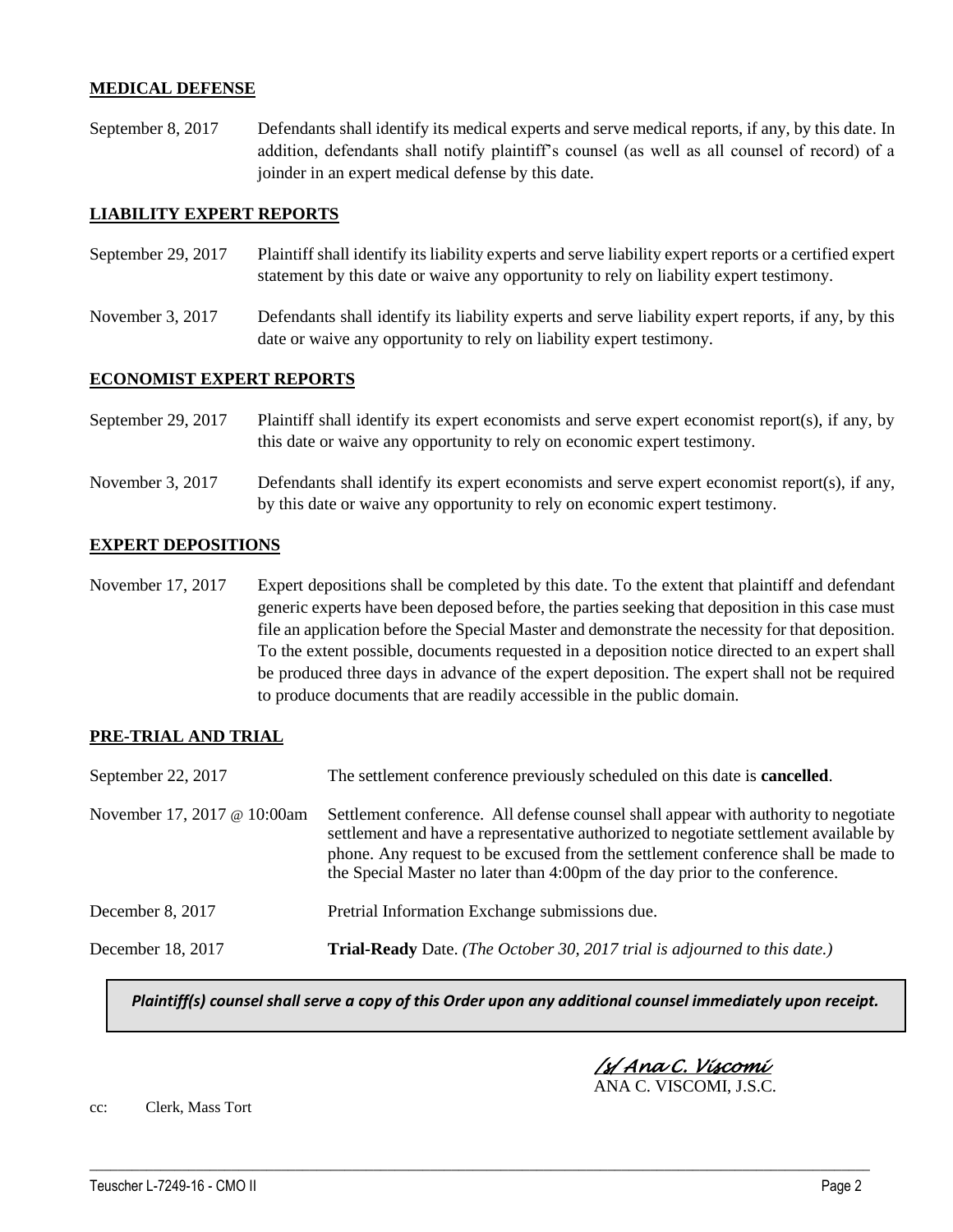**MEDICAL DEFENSE**

| | |
|---|---|
| September 8, 2017 | Defendants shall identify its medical experts and serve medical reports, if any, by this date. In addition, defendants shall notify plaintiff's counsel (as well as all counsel of record) of a joinder in an expert medical defense by this date. |

**LIABILITY EXPERT REPORTS**

| | |
|---|---|
| September 29, 2017 | Plaintiff shall identify its liability experts and serve liability expert reports or a certified expert statement by this date or waive any opportunity to rely on liability expert testimony. |
| November 3, 2017 | Defendants shall identify its liability experts and serve liability expert reports, if any, by this date or waive any opportunity to rely on liability expert testimony. |

**ECONOMIST EXPERT REPORTS**

| | |
|---|---|
| September 29, 2017 | Plaintiff shall identify its expert economists and serve expert economist report(s), if any, by this date or waive any opportunity to rely on economic expert testimony. |
| November 3, 2017 | Defendants shall identify its expert economists and serve expert economist report(s), if any, by this date or waive any opportunity to rely on economic expert testimony. |

**EXPERT DEPOSITIONS**

| | |
|---|---|
| November 17, 2017 | Expert depositions shall be completed by this date. To the extent that plaintiff and defendant generic experts have been deposed before, the parties seeking that deposition in this case must file an application before the Special Master and demonstrate the necessity for that deposition. To the extent possible, documents requested in a deposition notice directed to an expert shall be produced three days in advance of the expert deposition. The expert shall not be required to produce documents that are readily accessible in the public domain. |

**PRE-TRIAL AND TRIAL**

| | |
|---|---|
| September 22, 2017 | The settlement conference previously scheduled on this date is **cancelled**. |
| November 17, 2017 @ 10:00am | Settlement conference. All defense counsel shall appear with authority to negotiate settlement and have a representative authorized to negotiate settlement available by phone. Any request to be excused from the settlement conference shall be made to the Special Master no later than 4:00pm of the day prior to the conference. |
| December 8, 2017 | Pretrial Information Exchange submissions due. |
| December 18, 2017 | **Trial-Ready** Date. *(The October 30, 2017 trial is adjourned to this date.)* |

***Plaintiff(s) counsel shall serve a copy of this Order upon any additional counsel immediately upon receipt.***

*/s/ Ana C. Viscomi*
ANA C. VISCOMI, J.S.C.

cc: Clerk, Mass Tort

Teuscher L-7249-16 - CMO II